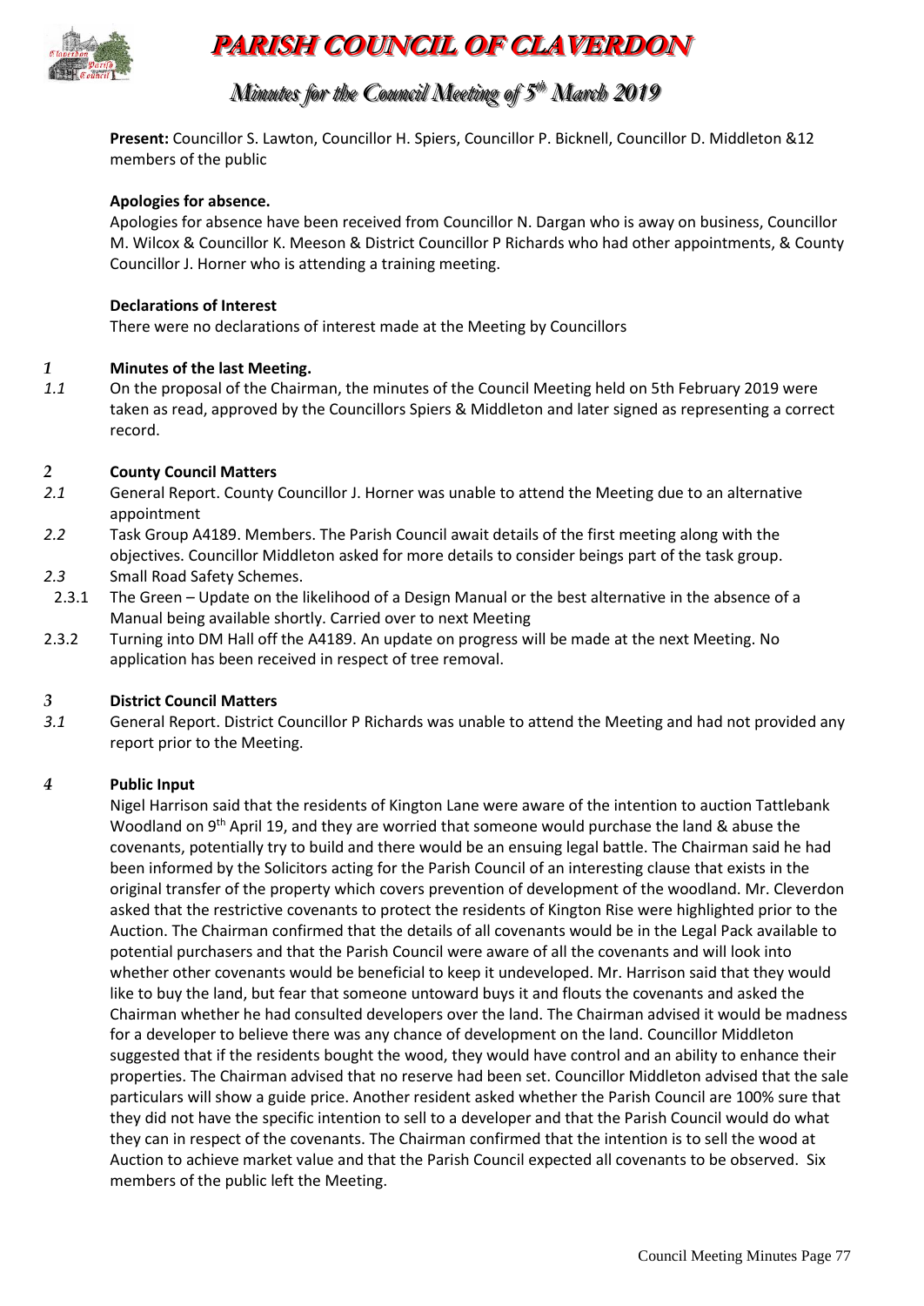# PARISH COUNCIL OF CLAVERDON

## Minutes for the Council Meeting of 5th March 2019

**Present:** Councillor S. Lawton, Councillor H. Spiers, Councillor P. Bicknell, Councillor D. Middleton &12 members of the public

**Apologies for absence.**

Apologies for absence have been received from Councillor N. Dargan who is away on business, Councillor M. Wilcox & Councillor K. Meeson & District Councillor P Richards who had other appointments, & County Councillor J. Horner who is attending a training meeting.

**Declarations of Interest**

There were no declarations of interest made at the Meeting by Councillors

*1* **Minutes of the last Meeting.**

*1.1* On the proposal of the Chairman, the minutes of the Council Meeting held on 5th February 2019 were taken as read, approved by the Councillors Spiers & Middleton and later signed as representing a correct record.

*2* **County Council Matters**

*2.1* General Report. County Councillor J. Horner was unable to attend the Meeting due to an alternative appointment

*2.2* Task Group A4189. Members. The Parish Council await details of the first meeting along with the objectives. Councillor Middleton asked for more details to consider beings part of the task group.

*2.3* Small Road Safety Schemes.

2.3.1 The Green – Update on the likelihood of a Design Manual or the best alternative in the absence of a Manual being available shortly. Carried over to next Meeting

2.3.2 Turning into DM Hall off the A4189. An update on progress will be made at the next Meeting. No application has been received in respect of tree removal.

*3* **District Council Matters**

*3.1* General Report. District Councillor P Richards was unable to attend the Meeting and had not provided any report prior to the Meeting.

*4* **Public Input**

Nigel Harrison said that the residents of Kington Lane were aware of the intention to auction Tattlebank Woodland on 9th April 19, and they are worried that someone would purchase the land & abuse the covenants, potentially try to build and there would be an ensuing legal battle. The Chairman said he had been informed by the Solicitors acting for the Parish Council of an interesting clause that exists in the original transfer of the property which covers prevention of development of the woodland. Mr. Cleverdon asked that the restrictive covenants to protect the residents of Kington Rise were highlighted prior to the Auction. The Chairman confirmed that the details of all covenants would be in the Legal Pack available to potential purchasers and that the Parish Council were aware of all the covenants and will look into whether other covenants would be beneficial to keep it undeveloped. Mr. Harrison said that they would like to buy the land, but fear that someone untoward buys it and flouts the covenants and asked the Chairman whether he had consulted developers over the land. The Chairman advised it would be madness for a developer to believe there was any chance of development on the land. Councillor Middleton suggested that if the residents bought the wood, they would have control and an ability to enhance their properties. The Chairman advised that no reserve had been set. Councillor Middleton advised that the sale particulars will show a guide price. Another resident asked whether the Parish Council are 100% sure that they did not have the specific intention to sell to a developer and that the Parish Council would do what they can in respect of the covenants. The Chairman confirmed that the intention is to sell the wood at Auction to achieve market value and that the Parish Council expected all covenants to be observed. Six members of the public left the Meeting.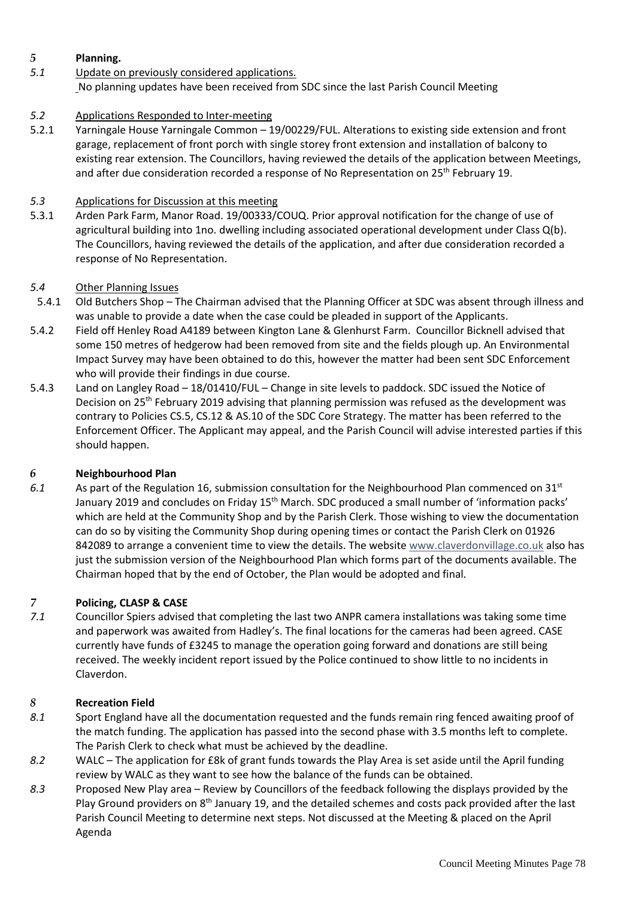## 5 Planning.

*5.1* Update on previously considered applications.

No planning updates have been received from SDC since the last Parish Council Meeting

*5.2* Applications Responded to Inter-meeting

5.2.1 Yarningale House Yarningale Common – 19/00229/FUL. Alterations to existing side extension and front garage, replacement of front porch with single storey front extension and installation of balcony to existing rear extension. The Councillors, having reviewed the details of the application between Meetings, and after due consideration recorded a response of No Representation on 25th February 19.

*5.3* Applications for Discussion at this meeting

5.3.1 Arden Park Farm, Manor Road. 19/00333/COUQ. Prior approval notification for the change of use of agricultural building into 1no. dwelling including associated operational development under Class Q(b). The Councillors, having reviewed the details of the application, and after due consideration recorded a response of No Representation.

*5.4* Other Planning Issues

5.4.1 Old Butchers Shop – The Chairman advised that the Planning Officer at SDC was absent through illness and was unable to provide a date when the case could be pleaded in support of the Applicants.

5.4.2 Field off Henley Road A4189 between Kington Lane & Glenhurst Farm. Councillor Bicknell advised that some 150 metres of hedgerow had been removed from site and the fields plough up. An Environmental Impact Survey may have been obtained to do this, however the matter had been sent SDC Enforcement who will provide their findings in due course.

5.4.3 Land on Langley Road – 18/01410/FUL – Change in site levels to paddock. SDC issued the Notice of Decision on 25th February 2019 advising that planning permission was refused as the development was contrary to Policies CS.5, CS.12 & AS.10 of the SDC Core Strategy. The matter has been referred to the Enforcement Officer. The Applicant may appeal, and the Parish Council will advise interested parties if this should happen.

## 6 Neighbourhood Plan

*6.1* As part of the Regulation 16, submission consultation for the Neighbourhood Plan commenced on 31st January 2019 and concludes on Friday 15th March. SDC produced a small number of 'information packs' which are held at the Community Shop and by the Parish Clerk. Those wishing to view the documentation can do so by visiting the Community Shop during opening times or contact the Parish Clerk on 01926 842089 to arrange a convenient time to view the details. The website www.claverdonvillage.co.uk also has just the submission version of the Neighbourhood Plan which forms part of the documents available. The Chairman hoped that by the end of October, the Plan would be adopted and final.

## 7 Policing, CLASP & CASE

*7.1* Councillor Spiers advised that completing the last two ANPR camera installations was taking some time and paperwork was awaited from Hadley's. The final locations for the cameras had been agreed. CASE currently have funds of £3245 to manage the operation going forward and donations are still being received. The weekly incident report issued by the Police continued to show little to no incidents in Claverdon.

## 8 Recreation Field

*8.1* Sport England have all the documentation requested and the funds remain ring fenced awaiting proof of the match funding. The application has passed into the second phase with 3.5 months left to complete. The Parish Clerk to check what must be achieved by the deadline.

*8.2* WALC – The application for £8k of grant funds towards the Play Area is set aside until the April funding review by WALC as they want to see how the balance of the funds can be obtained.

*8.3* Proposed New Play area – Review by Councillors of the feedback following the displays provided by the Play Ground providers on 8th January 19, and the detailed schemes and costs pack provided after the last Parish Council Meeting to determine next steps. Not discussed at the Meeting & placed on the April Agenda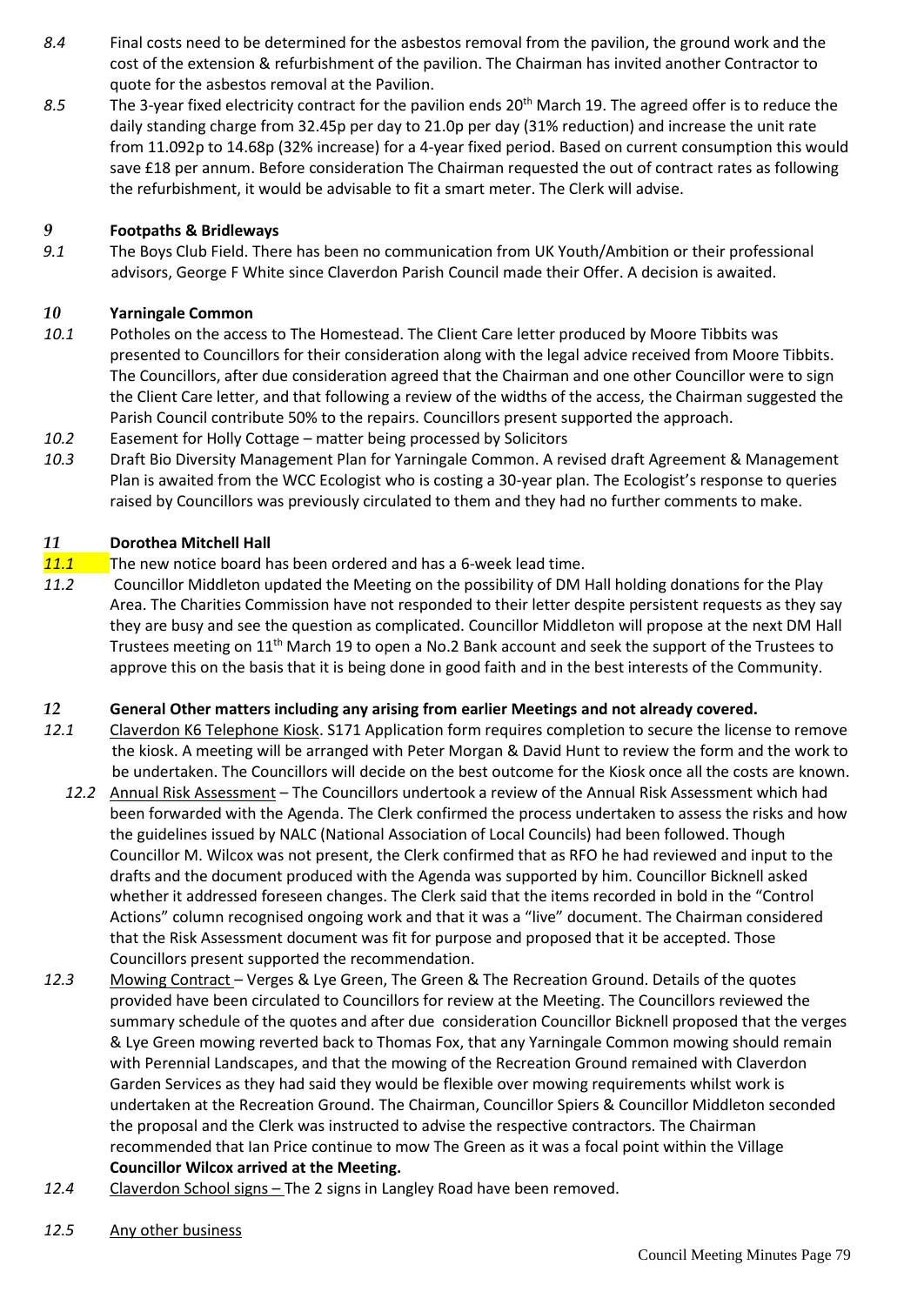*8.4* Final costs need to be determined for the asbestos removal from the pavilion, the ground work and the cost of the extension & refurbishment of the pavilion. The Chairman has invited another Contractor to quote for the asbestos removal at the Pavilion.

*8.5* The 3-year fixed electricity contract for the pavilion ends 20th March 19. The agreed offer is to reduce the daily standing charge from 32.45p per day to 21.0p per day (31% reduction) and increase the unit rate from 11.092p to 14.68p (32% increase) for a 4-year fixed period. Based on current consumption this would save £18 per annum. Before consideration The Chairman requested the out of contract rates as following the refurbishment, it would be advisable to fit a smart meter. The Clerk will advise.

### *9* Footpaths & Bridleways

*9.1* The Boys Club Field. There has been no communication from UK Youth/Ambition or their professional advisors, George F White since Claverdon Parish Council made their Offer. A decision is awaited.

### *10* Yarningale Common

*10.1* Potholes on the access to The Homestead. The Client Care letter produced by Moore Tibbits was presented to Councillors for their consideration along with the legal advice received from Moore Tibbits. The Councillors, after due consideration agreed that the Chairman and one other Councillor were to sign the Client Care letter, and that following a review of the widths of the access, the Chairman suggested the Parish Council contribute 50% to the repairs. Councillors present supported the approach.

*10.2* Easement for Holly Cottage – matter being processed by Solicitors

*10.3* Draft Bio Diversity Management Plan for Yarningale Common. A revised draft Agreement & Management Plan is awaited from the WCC Ecologist who is costing a 30-year plan. The Ecologist's response to queries raised by Councillors was previously circulated to them and they had no further comments to make.

### *11* Dorothea Mitchell Hall

*11.1* The new notice board has been ordered and has a 6-week lead time.

*11.2* Councillor Middleton updated the Meeting on the possibility of DM Hall holding donations for the Play Area. The Charities Commission have not responded to their letter despite persistent requests as they say they are busy and see the question as complicated. Councillor Middleton will propose at the next DM Hall Trustees meeting on 11th March 19 to open a No.2 Bank account and seek the support of the Trustees to approve this on the basis that it is being done in good faith and in the best interests of the Community.

### *12* General Other matters including any arising from earlier Meetings and not already covered.

*12.1* Claverdon K6 Telephone Kiosk. S171 Application form requires completion to secure the license to remove the kiosk. A meeting will be arranged with Peter Morgan & David Hunt to review the form and the work to be undertaken. The Councillors will decide on the best outcome for the Kiosk once all the costs are known.

*12.2* Annual Risk Assessment – The Councillors undertook a review of the Annual Risk Assessment which had been forwarded with the Agenda. The Clerk confirmed the process undertaken to assess the risks and how the guidelines issued by NALC (National Association of Local Councils) had been followed. Though Councillor M. Wilcox was not present, the Clerk confirmed that as RFO he had reviewed and input to the drafts and the document produced with the Agenda was supported by him. Councillor Bicknell asked whether it addressed foreseen changes. The Clerk said that the items recorded in bold in the "Control Actions" column recognised ongoing work and that it was a "live" document. The Chairman considered that the Risk Assessment document was fit for purpose and proposed that it be accepted. Those Councillors present supported the recommendation.

*12.3* Mowing Contract – Verges & Lye Green, The Green & The Recreation Ground. Details of the quotes provided have been circulated to Councillors for review at the Meeting. The Councillors reviewed the summary schedule of the quotes and after due consideration Councillor Bicknell proposed that the verges & Lye Green mowing reverted back to Thomas Fox, that any Yarningale Common mowing should remain with Perennial Landscapes, and that the mowing of the Recreation Ground remained with Claverdon Garden Services as they had said they would be flexible over mowing requirements whilst work is undertaken at the Recreation Ground. The Chairman, Councillor Spiers & Councillor Middleton seconded the proposal and the Clerk was instructed to advise the respective contractors. The Chairman recommended that Ian Price continue to mow The Green as it was a focal point within the Village

**Councillor Wilcox arrived at the Meeting.**

*12.4* Claverdon School signs – The 2 signs in Langley Road have been removed.

*12.5* Any other business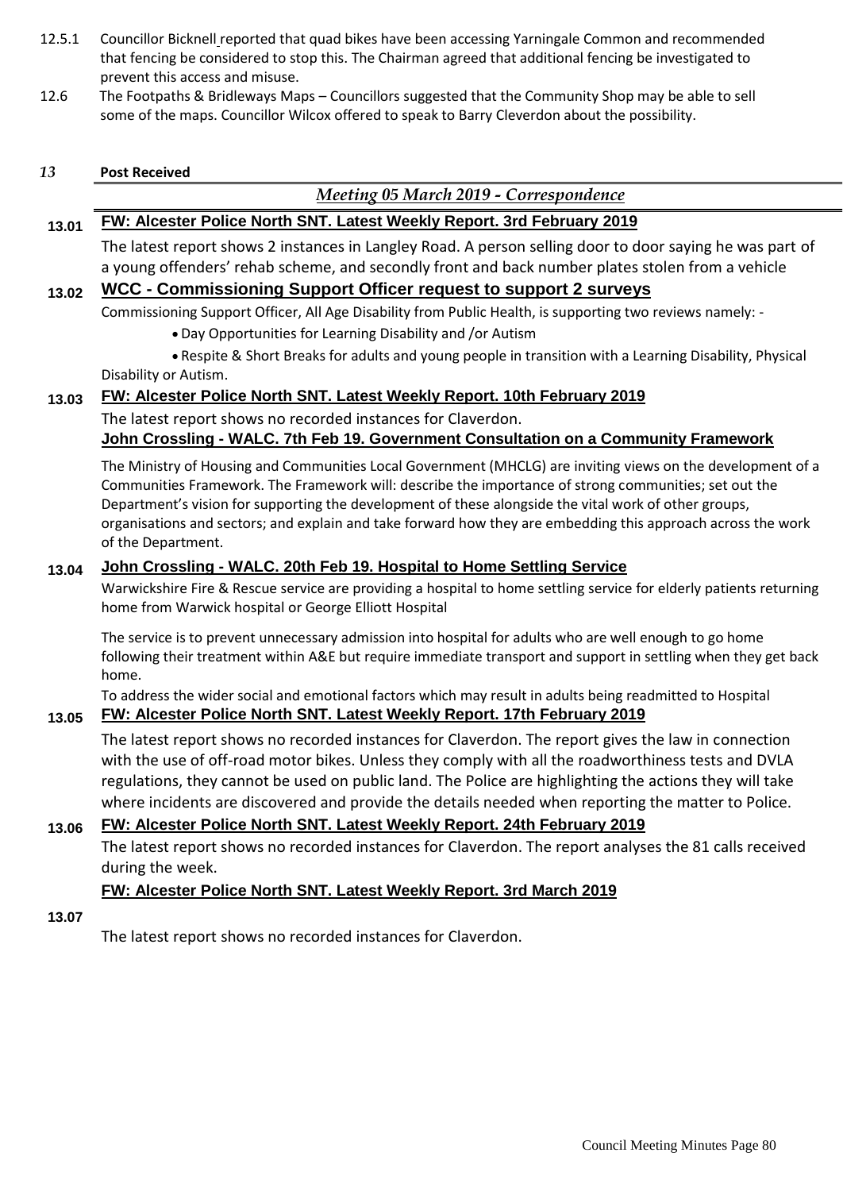12.5.1 Councillor Bicknell reported that quad bikes have been accessing Yarningale Common and recommended that fencing be considered to stop this. The Chairman agreed that additional fencing be investigated to prevent this access and misuse.

12.6 The Footpaths & Bridleways Maps – Councillors suggested that the Community Shop may be able to sell some of the maps. Councillor Wilcox offered to speak to Barry Cleverdon about the possibility.

## 13 Post Received

### *Meeting 05 March 2019 - Correspondence*

**13.01 FW: Alcester Police North SNT. Latest Weekly Report. 3rd February 2019**

The latest report shows 2 instances in Langley Road. A person selling door to door saying he was part of a young offenders' rehab scheme, and secondly front and back number plates stolen from a vehicle

**13.02 WCC - Commissioning Support Officer request to support 2 surveys**

Commissioning Support Officer, All Age Disability from Public Health, is supporting two reviews namely: -

- Day Opportunities for Learning Disability and /or Autism
- Respite & Short Breaks for adults and young people in transition with a Learning Disability, Physical Disability or Autism.

**13.03 FW: Alcester Police North SNT. Latest Weekly Report. 10th February 2019**

The latest report shows no recorded instances for Claverdon.

**John Crossling - WALC. 7th Feb 19. Government Consultation on a Community Framework**

The Ministry of Housing and Communities Local Government (MHCLG) are inviting views on the development of a Communities Framework. The Framework will: describe the importance of strong communities; set out the Department's vision for supporting the development of these alongside the vital work of other groups, organisations and sectors; and explain and take forward how they are embedding this approach across the work of the Department.

**13.04 John Crossling - WALC. 20th Feb 19. Hospital to Home Settling Service**

Warwickshire Fire & Rescue service are providing a hospital to home settling service for elderly patients returning home from Warwick hospital or George Elliott Hospital

The service is to prevent unnecessary admission into hospital for adults who are well enough to go home following their treatment within A&E but require immediate transport and support in settling when they get back home.

To address the wider social and emotional factors which may result in adults being readmitted to Hospital

**13.05 FW: Alcester Police North SNT. Latest Weekly Report. 17th February 2019**

The latest report shows no recorded instances for Claverdon. The report gives the law in connection with the use of off-road motor bikes. Unless they comply with all the roadworthiness tests and DVLA regulations, they cannot be used on public land. The Police are highlighting the actions they will take where incidents are discovered and provide the details needed when reporting the matter to Police.

**13.06 FW: Alcester Police North SNT. Latest Weekly Report. 24th February 2019**

The latest report shows no recorded instances for Claverdon. The report analyses the 81 calls received during the week.

**13.07 FW: Alcester Police North SNT. Latest Weekly Report. 3rd March 2019**

The latest report shows no recorded instances for Claverdon.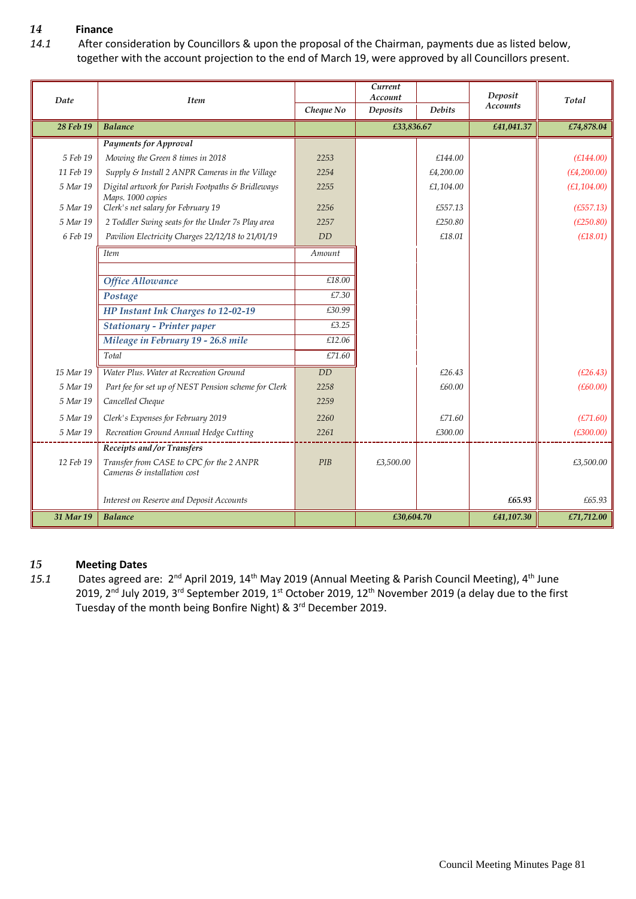## 14 Finance

14.1 After consideration by Councillors & upon the proposal of the Chairman, payments due as listed below, together with the account projection to the end of March 19, were approved by all Councillors present.

| Date | Item | Cheque No | Current Account Deposits | Current Account Debits | Deposit Accounts | Total |
|---|---|---|---|---|---|---|
| 28 Feb 19 | **Balance** | | £33,836.67 | | £41,041.37 | £74,878.04 |
| | **Payments for Approval** | | | | | |
| 5 Feb 19 | Mowing the Green 8 times in 2018 | 2253 | | £144.00 | | (£144.00) |
| 11 Feb 19 | Supply & Install 2 ANPR Cameras in the Village | 2254 | | £4,200.00 | | (£4,200.00) |
| 5 Mar 19 | Digital artwork for Parish Footpaths & Bridleways Maps. 1000 copies | 2255 | | £1,104.00 | | (£1,104.00) |
| 5 Mar 19 | Clerk's net salary for February 19 | 2256 | | £557.13 | | (£557.13) |
| 5 Mar 19 | 2 Toddler Swing seats for the Under 7s Play area | 2257 | | £250.80 | | (£250.80) |
| 6 Feb 19 | Pavilion Electricity Charges 22/12/18 to 21/01/19 | DD | | £18.01 | | (£18.01) |
| | Item | Amount | | | | |
| | Office Allowance | £18.00 | | | | |
| | Postage | £7.30 | | | | |
| | HP Instant Ink Charges to 12-02-19 | £30.99 | | | | |
| | Stationary - Printer paper | £3.25 | | | | |
| | Mileage in February 19 - 26.8 mile | £12.06 | | | | |
| | Total | £71.60 | | | | |
| 15 Mar 19 | Water Plus. Water at Recreation Ground | DD | | £26.43 | | (£26.43) |
| 5 Mar 19 | Part fee for set up of NEST Pension scheme for Clerk | 2258 | | £60.00 | | (£60.00) |
| 5 Mar 19 | Cancelled Cheque | 2259 | | | | |
| 5 Mar 19 | Clerk's Expenses for February 2019 | 2260 | | £71.60 | | (£71.60) |
| 5 Mar 19 | Recreation Ground Annual Hedge Cutting | 2261 | | £300.00 | | (£300.00) |
| | **Receipts and/or Transfers** | | | | | |
| 12 Feb 19 | Transfer from CASE to CPC for the 2 ANPR Cameras & installation cost | PIB | £3,500.00 | | | £3,500.00 |
| | Interest on Reserve and Deposit Accounts | | | | £65.93 | £65.93 |
| 31 Mar 19 | **Balance** | | £30,604.70 | | £41,107.30 | £71,712.00 |

## 15 Meeting Dates

15.1 Dates agreed are: 2nd April 2019, 14th May 2019 (Annual Meeting & Parish Council Meeting), 4th June 2019, 2nd July 2019, 3rd September 2019, 1st October 2019, 12th November 2019 (a delay due to the first Tuesday of the month being Bonfire Night) & 3rd December 2019.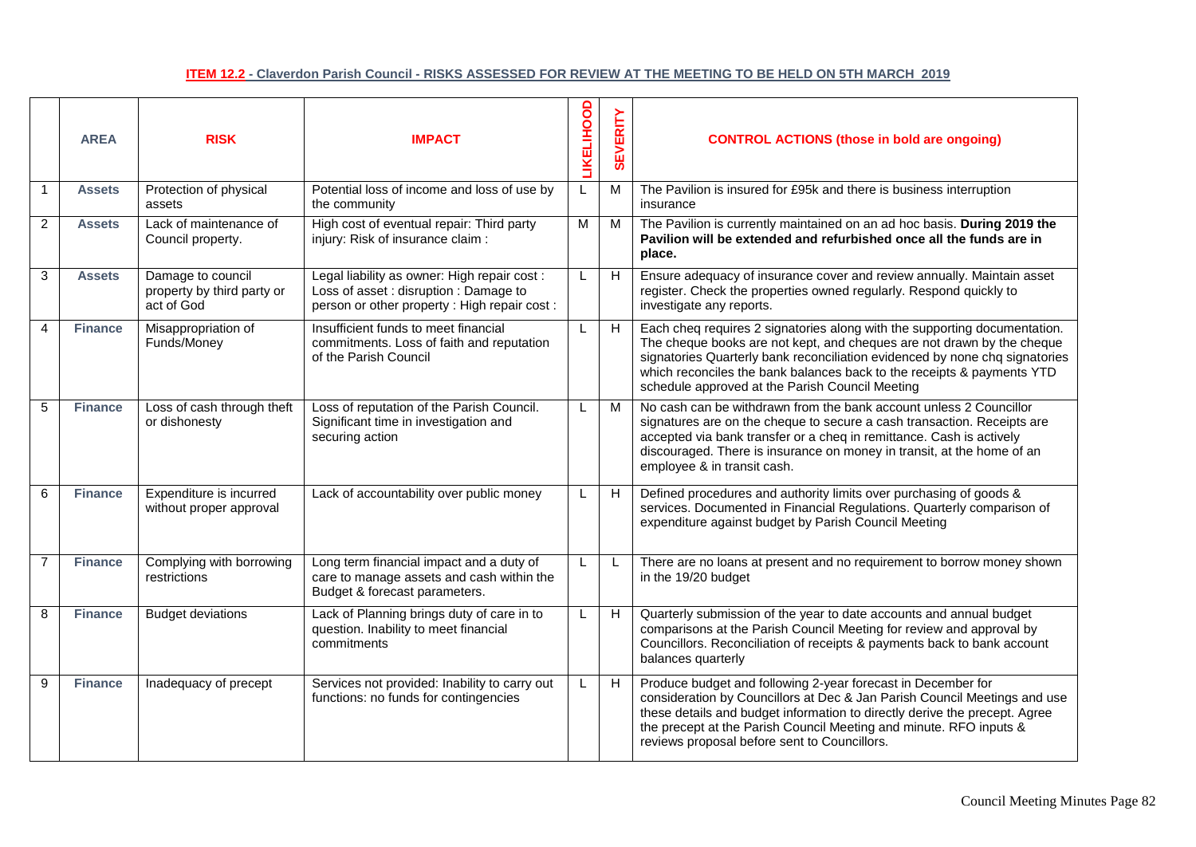**ITEM 12.2 - Claverdon Parish Council - RISKS ASSESSED FOR REVIEW AT THE MEETING TO BE HELD ON 5TH MARCH 2019**

| | AREA | RISK | IMPACT | LIKELIHOOD | SEVERITY | CONTROL ACTIONS (those in bold are ongoing) |
|---|---|---|---|---|---|---|
| 1 | **Assets** | Protection of physical assets | Potential loss of income and loss of use by the community | L | M | The Pavilion is insured for £95k and there is business interruption insurance |
| 2 | **Assets** | Lack of maintenance of Council property. | High cost of eventual repair: Third party injury: Risk of insurance claim : | M | M | The Pavilion is currently maintained on an ad hoc basis. **During 2019 the Pavilion will be extended and refurbished once all the funds are in place.** |
| 3 | **Assets** | Damage to council property by third party or act of God | Legal liability as owner: High repair cost : Loss of asset : disruption : Damage to person or other property : High repair cost : | L | H | Ensure adequacy of insurance cover and review annually. Maintain asset register. Check the properties owned regularly. Respond quickly to investigate any reports. |
| 4 | **Finance** | Misappropriation of Funds/Money | Insufficient funds to meet financial commitments. Loss of faith and reputation of the Parish Council | L | H | Each cheq requires 2 signatories along with the supporting documentation. The cheque books are not kept, and cheques are not drawn by the cheque signatories Quarterly bank reconciliation evidenced by none chq signatories which reconciles the bank balances back to the receipts & payments YTD schedule approved at the Parish Council Meeting |
| 5 | **Finance** | Loss of cash through theft or dishonesty | Loss of reputation of the Parish Council. Significant time in investigation and securing action | L | M | No cash can be withdrawn from the bank account unless 2 Councillor signatures are on the cheque to secure a cash transaction. Receipts are accepted via bank transfer or a cheq in remittance. Cash is actively discouraged. There is insurance on money in transit, at the home of an employee & in transit cash. |
| 6 | **Finance** | Expenditure is incurred without proper approval | Lack of accountability over public money | L | H | Defined procedures and authority limits over purchasing of goods & services. Documented in Financial Regulations. Quarterly comparison of expenditure against budget by Parish Council Meeting |
| 7 | **Finance** | Complying with borrowing restrictions | Long term financial impact and a duty of care to manage assets and cash within the Budget & forecast parameters. | L | L | There are no loans at present and no requirement to borrow money shown in the 19/20 budget |
| 8 | **Finance** | Budget deviations | Lack of Planning brings duty of care in to question. Inability to meet financial commitments | L | H | Quarterly submission of the year to date accounts and annual budget comparisons at the Parish Council Meeting for review and approval by Councillors. Reconciliation of receipts & payments back to bank account balances quarterly |
| 9 | **Finance** | Inadequacy of precept | Services not provided: Inability to carry out functions: no funds for contingencies | L | H | Produce budget and following 2-year forecast in December for consideration by Councillors at Dec & Jan Parish Council Meetings and use these details and budget information to directly derive the precept. Agree the precept at the Parish Council Meeting and minute. RFO inputs & reviews proposal before sent to Councillors. |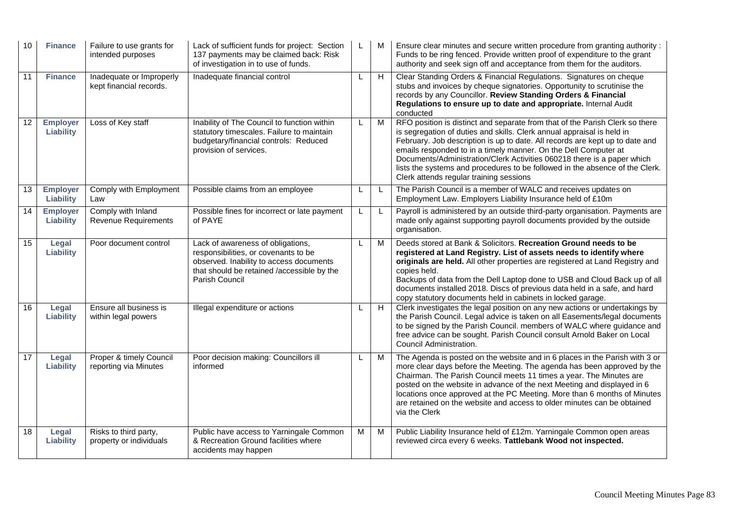| 10 | **Finance** | Failure to use grants for intended purposes | Lack of sufficient funds for project: Section 137 payments may be claimed back: Risk of investigation in to use of funds. | L | M | Ensure clear minutes and secure written procedure from granting authority : Funds to be ring fenced. Provide written proof of expenditure to the grant authority and seek sign off and acceptance from them for the auditors. |
|---|---|---|---|---|---|---|
| 11 | **Finance** | Inadequate or Improperly kept financial records. | Inadequate financial control | L | H | Clear Standing Orders & Financial Regulations. Signatures on cheque stubs and invoices by cheque signatories. Opportunity to scrutinise the records by any Councillor. **Review Standing Orders & Financial Regulations to ensure up to date and appropriate.** Internal Audit conducted |
| 12 | **Employer Liability** | Loss of Key staff | Inability of The Council to function within statutory timescales. Failure to maintain budgetary/financial controls: Reduced provision of services. | L | M | RFO position is distinct and separate from that of the Parish Clerk so there is segregation of duties and skills. Clerk annual appraisal is held in February. Job description is up to date. All records are kept up to date and emails responded to in a timely manner. On the Dell Computer at Documents/Administration/Clerk Activities 060218 there is a paper which lists the systems and procedures to be followed in the absence of the Clerk. Clerk attends regular training sessions |
| 13 | **Employer Liability** | Comply with Employment Law | Possible claims from an employee | L | L | The Parish Council is a member of WALC and receives updates on Employment Law. Employers Liability Insurance held of £10m |
| 14 | **Employer Liability** | Comply with Inland Revenue Requirements | Possible fines for incorrect or late payment of PAYE | L | L | Payroll is administered by an outside third-party organisation. Payments are made only against supporting payroll documents provided by the outside organisation. |
| 15 | **Legal Liability** | Poor document control | Lack of awareness of obligations, responsibilities, or covenants to be observed. Inability to access documents that should be retained /accessible by the Parish Council | L | M | Deeds stored at Bank & Solicitors. **Recreation Ground needs to be registered at Land Registry. List of assets needs to identify where originals are held.** All other properties are registered at Land Registry and copies held. Backups of data from the Dell Laptop done to USB and Cloud Back up of all documents installed 2018. Discs of previous data held in a safe, and hard copy statutory documents held in cabinets in locked garage. |
| 16 | **Legal Liability** | Ensure all business is within legal powers | Illegal expenditure or actions | L | H | Clerk investigates the legal position on any new actions or undertakings by the Parish Council. Legal advice is taken on all Easements/legal documents to be signed by the Parish Council. members of WALC where guidance and free advice can be sought. Parish Council consult Arnold Baker on Local Council Administration. |
| 17 | **Legal Liability** | Proper & timely Council reporting via Minutes | Poor decision making: Councillors ill informed | L | M | The Agenda is posted on the website and in 6 places in the Parish with 3 or more clear days before the Meeting. The agenda has been approved by the Chairman. The Parish Council meets 11 times a year. The Minutes are posted on the website in advance of the next Meeting and displayed in 6 locations once approved at the PC Meeting. More than 6 months of Minutes are retained on the website and access to older minutes can be obtained via the Clerk |
| 18 | **Legal Liability** | Risks to third party, property or individuals | Public have access to Yarningale Common & Recreation Ground facilities where accidents may happen | M | M | Public Liability Insurance held of £12m. Yarningale Common open areas reviewed circa every 6 weeks. **Tattlebank Wood not inspected.** |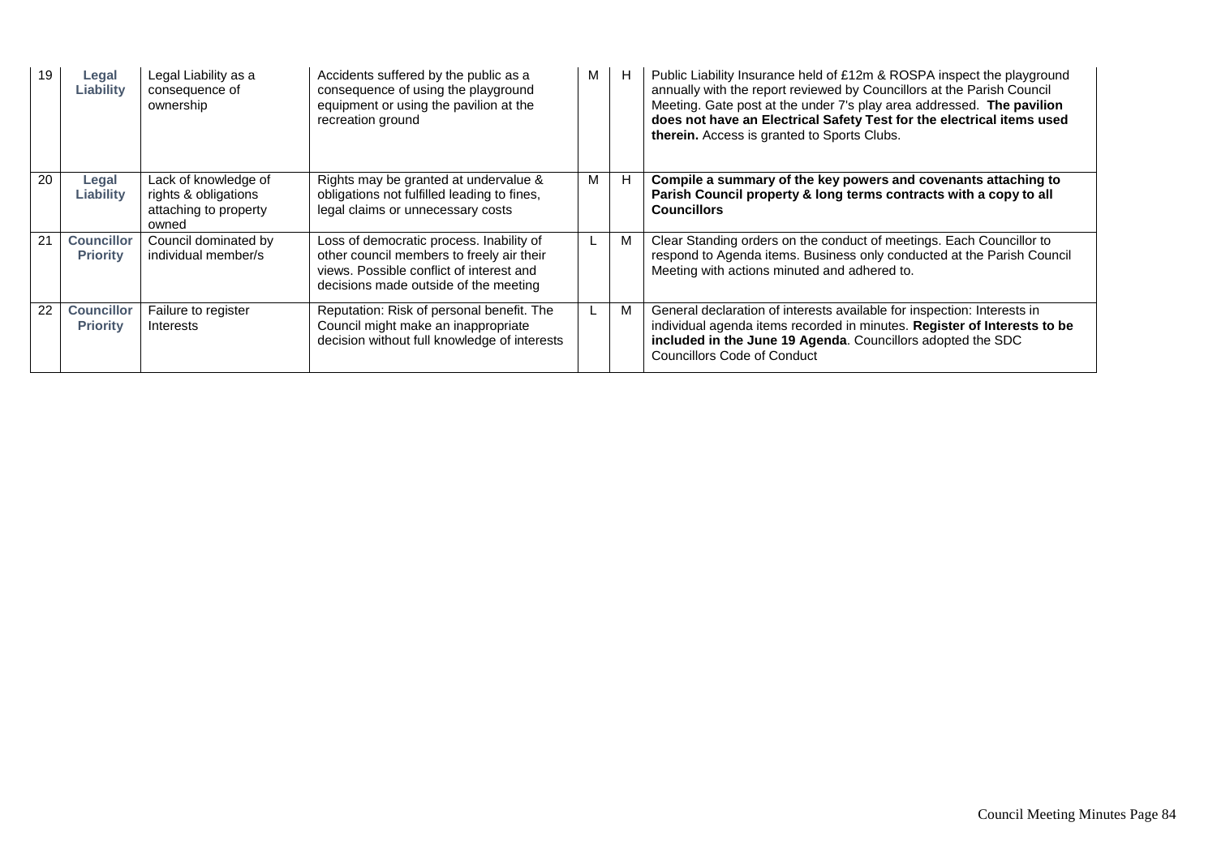| | | | | | | |
|---|---|---|---|---|---|---|
| 19 | **Legal Liability** | Legal Liability as a consequence of ownership | Accidents suffered by the public as a consequence of using the playground equipment or using the pavilion at the recreation ground | M | H | Public Liability Insurance held of £12m & ROSPA inspect the playground annually with the report reviewed by Councillors at the Parish Council Meeting. Gate post at the under 7's play area addressed. **The pavilion does not have an Electrical Safety Test for the electrical items used therein.** Access is granted to Sports Clubs. |
| 20 | **Legal Liability** | Lack of knowledge of rights & obligations attaching to property owned | Rights may be granted at undervalue & obligations not fulfilled leading to fines, legal claims or unnecessary costs | M | H | **Compile a summary of the key powers and covenants attaching to Parish Council property & long terms contracts with a copy to all Councillors** |
| 21 | **Councillor Priority** | Council dominated by individual member/s | Loss of democratic process. Inability of other council members to freely air their views. Possible conflict of interest and decisions made outside of the meeting | L | M | Clear Standing orders on the conduct of meetings. Each Councillor to respond to Agenda items. Business only conducted at the Parish Council Meeting with actions minuted and adhered to. |
| 22 | **Councillor Priority** | Failure to register Interests | Reputation: Risk of personal benefit. The Council might make an inappropriate decision without full knowledge of interests | L | M | General declaration of interests available for inspection: Interests in individual agenda items recorded in minutes. **Register of Interests to be included in the June 19 Agenda**. Councillors adopted the SDC Councillors Code of Conduct |